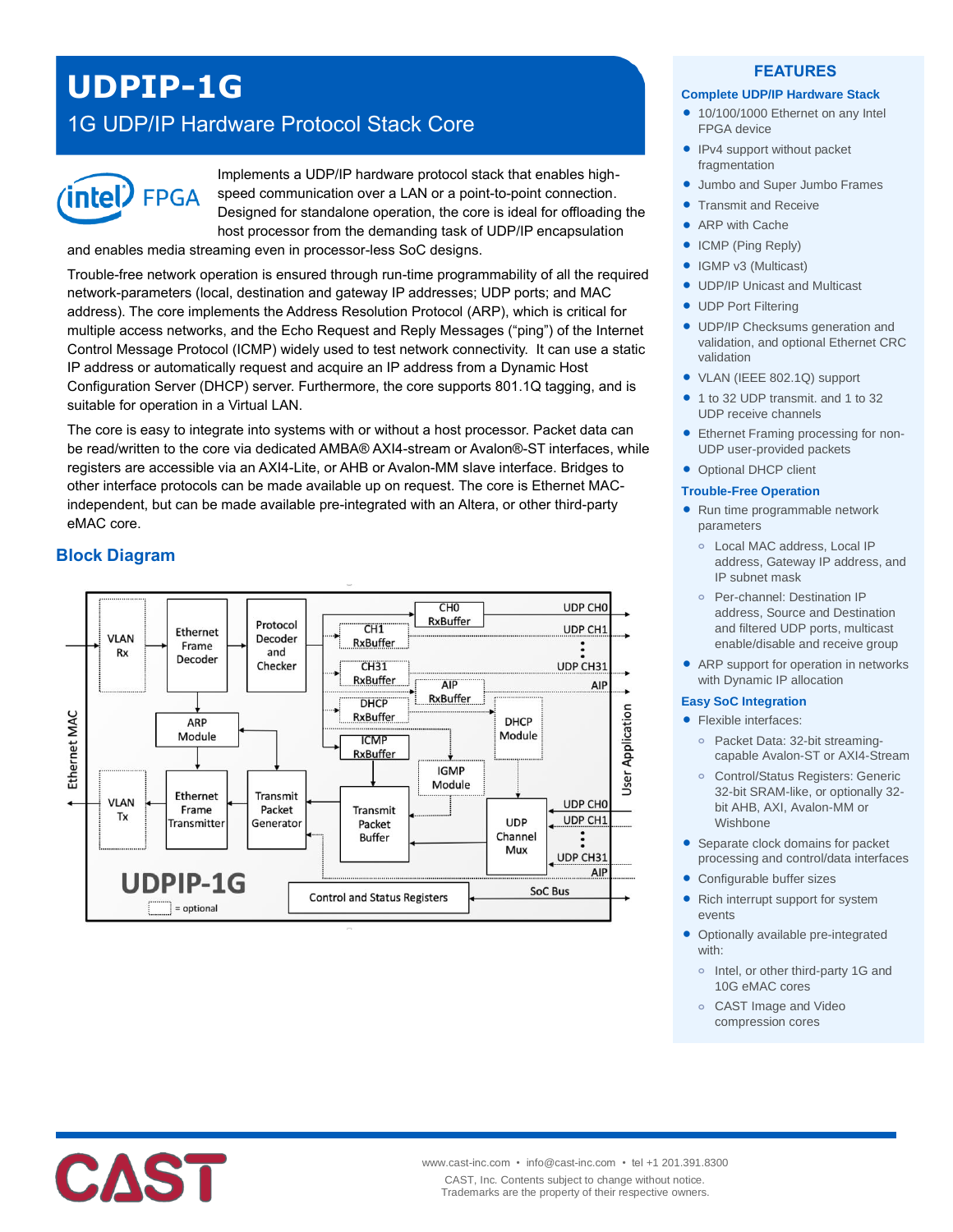# UDPIP-1G

## 1G UDP/IP Hardware Protocol Stack Core

Implements a UDP/IP hardware protocol stack that enables high-speed communication over a LAN or a point-to-point connection. Designed for standalone operation, the core is ideal for offloading the host processor from the demanding task of UDP/IP encapsulation and enables media streaming even in processor-less SoC designs.

Trouble-free network operation is ensured through run-time programmability of all the required network-parameters (local, destination and gateway IP addresses; UDP ports; and MAC address). The core implements the Address Resolution Protocol (ARP), which is critical for multiple access networks, and the Echo Request and Reply Messages (“ping”) of the Internet Control Message Protocol (ICMP) widely used to test network connectivity. It can use a static IP address or automatically request and acquire an IP address from a Dynamic Host Configuration Server (DHCP) server. Furthermore, the core supports 801.1Q tagging, and is suitable for operation in a Virtual LAN.

The core is easy to integrate into systems with or without a host processor. Packet data can be read/written to the core via dedicated AMBA® AXI4-stream or Avalon®-ST interfaces, while registers are accessible via an AXI4-Lite, or AHB or Avalon-MM slave interface. Bridges to other interface protocols can be made available up on request. The core is Ethernet MAC-independent, but can be made available pre-integrated with an Altera, or other third-party eMAC core.

## Block Diagram

## FEATURES

### Complete UDP/IP Hardware Stack

- 10/100/1000 Ethernet on any Intel FPGA device
- IPv4 support without packet fragmentation
- Jumbo and Super Jumbo Frames
- Transmit and Receive
- ARP with Cache
- ICMP (Ping Reply)
- IGMP v3 (Multicast)
- UDP/IP Unicast and Multicast
- UDP Port Filtering
- UDP/IP Checksums generation and validation, and optional Ethernet CRC validation
- VLAN (IEEE 802.1Q) support
- 1 to 32 UDP transmit. and 1 to 32 UDP receive channels
- Ethernet Framing processing for non-UDP user-provided packets
- Optional DHCP client

### Trouble-Free Operation

- Run time programmable network parameters
  - Local MAC address, Local IP address, Gateway IP address, and IP subnet mask
  - Per-channel: Destination IP address, Source and Destination and filtered UDP ports, multicast enable/disable and receive group
- ARP support for operation in networks with Dynamic IP allocation

### Easy SoC Integration

- Flexible interfaces:
  - Packet Data: 32-bit streaming-capable Avalon-ST or AXI4-Stream
  - Control/Status Registers: Generic 32-bit SRAM-like, or optionally 32-bit AHB, AXI, Avalon-MM or Wishbone
- Separate clock domains for packet processing and control/data interfaces
- Configurable buffer sizes
- Rich interrupt support for system events
- Optionally available pre-integrated with:
  - Intel, or other third-party 1G and 10G eMAC cores
  - CAST Image and Video compression cores

www.cast-inc.com • info@cast-inc.com • tel +1 201.391.8300

CAST, Inc. Contents subject to change without notice.
Trademarks are the property of their respective owners.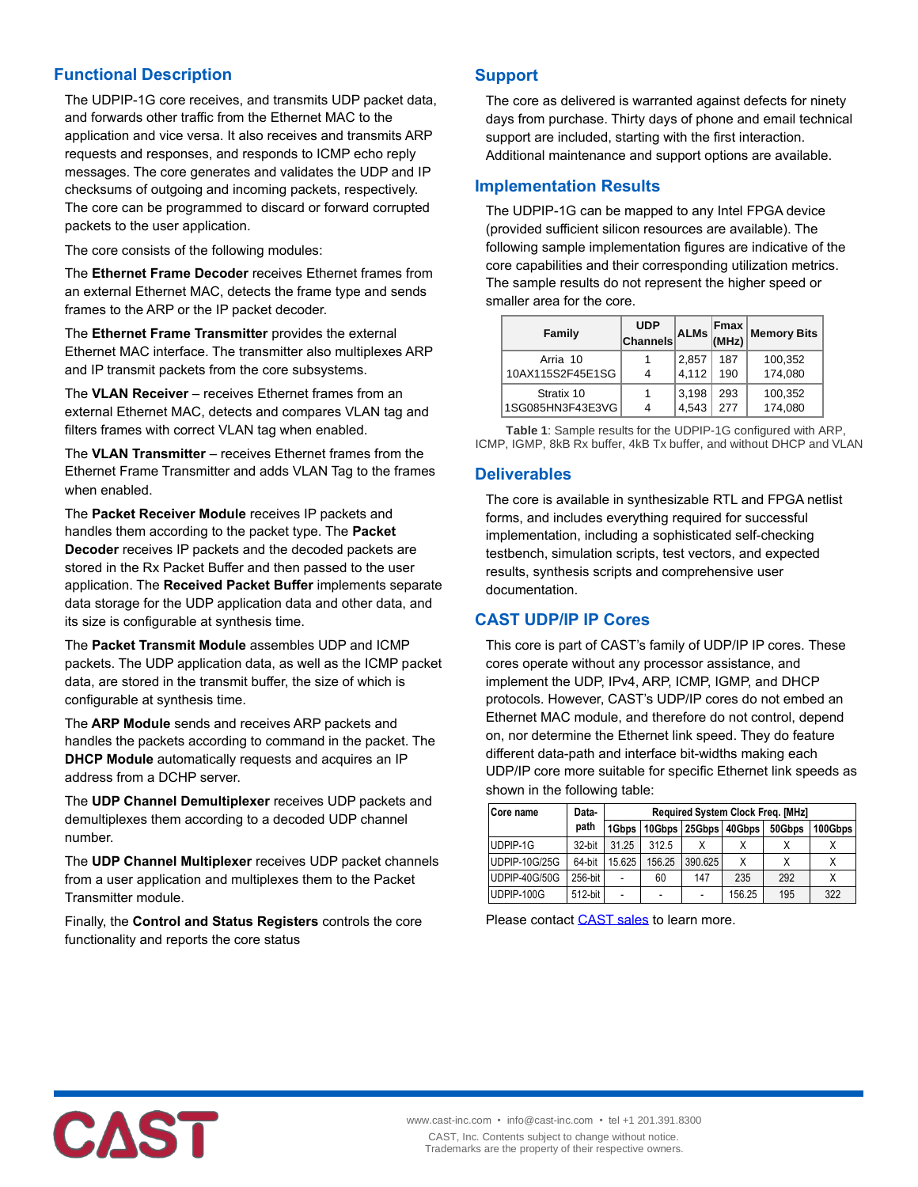## Functional Description

The UDPIP-1G core receives, and transmits UDP packet data, and forwards other traffic from the Ethernet MAC to the application and vice versa. It also receives and transmits ARP requests and responses, and responds to ICMP echo reply messages. The core generates and validates the UDP and IP checksums of outgoing and incoming packets, respectively. The core can be programmed to discard or forward corrupted packets to the user application.

The core consists of the following modules:

The **Ethernet Frame Decoder** receives Ethernet frames from an external Ethernet MAC, detects the frame type and sends frames to the ARP or the IP packet decoder.

The **Ethernet Frame Transmitter** provides the external Ethernet MAC interface. The transmitter also multiplexes ARP and IP transmit packets from the core subsystems.

The **VLAN Receiver** – receives Ethernet frames from an external Ethernet MAC, detects and compares VLAN tag and filters frames with correct VLAN tag when enabled.

The **VLAN Transmitter** – receives Ethernet frames from the Ethernet Frame Transmitter and adds VLAN Tag to the frames when enabled.

The **Packet Receiver Module** receives IP packets and handles them according to the packet type. The **Packet Decoder** receives IP packets and the decoded packets are stored in the Rx Packet Buffer and then passed to the user application. The **Received Packet Buffer** implements separate data storage for the UDP application data and other data, and its size is configurable at synthesis time.

The **Packet Transmit Module** assembles UDP and ICMP packets. The UDP application data, as well as the ICMP packet data, are stored in the transmit buffer, the size of which is configurable at synthesis time.

The **ARP Module** sends and receives ARP packets and handles the packets according to command in the packet. The **DHCP Module** automatically requests and acquires an IP address from a DCHP server.

The **UDP Channel Demultiplexer** receives UDP packets and demultiplexes them according to a decoded UDP channel number.

The **UDP Channel Multiplexer** receives UDP packet channels from a user application and multiplexes them to the Packet Transmitter module.

Finally, the **Control and Status Registers** controls the core functionality and reports the core status

## Support

The core as delivered is warranted against defects for ninety days from purchase. Thirty days of phone and email technical support are included, starting with the first interaction. Additional maintenance and support options are available.

## Implementation Results

The UDPIP-1G can be mapped to any Intel FPGA device (provided sufficient silicon resources are available). The following sample implementation figures are indicative of the core capabilities and their corresponding utilization metrics. The sample results do not represent the higher speed or smaller area for the core.

| Family | UDP Channels | ALMs | Fmax (MHz) | Memory Bits |
|---|---|---|---|---|
| Arria 10<br>10AX115S2F45E1SG | 1<br>4 | 2,857<br>4,112 | 187<br>190 | 100,352<br>174,080 |
| Stratix 10<br>1SG085HN3F43E3VG | 1<br>4 | 3,198<br>4,543 | 293<br>277 | 100,352<br>174,080 |

**Table 1**: Sample results for the UDPIP-1G configured with ARP, ICMP, IGMP, 8kB Rx buffer, 4kB Tx buffer, and without DHCP and VLAN

## Deliverables

The core is available in synthesizable RTL and FPGA netlist forms, and includes everything required for successful implementation, including a sophisticated self-checking testbench, simulation scripts, test vectors, and expected results, synthesis scripts and comprehensive user documentation.

## CAST UDP/IP IP Cores

This core is part of CAST's family of UDP/IP IP cores. These cores operate without any processor assistance, and implement the UDP, IPv4, ARP, ICMP, IGMP, and DHCP protocols. However, CAST's UDP/IP cores do not embed an Ethernet MAC module, and therefore do not control, depend on, nor determine the Ethernet link speed. They do feature different data-path and interface bit-widths making each UDP/IP core more suitable for specific Ethernet link speeds as shown in the following table:

| Core name | Data-path | Required System Clock Freq. [MHz] | | | | | |
|---|---|---|---|---|---|---|---|
| | | 1Gbps | 10Gbps | 25Gbps | 40Gbps | 50Gbps | 100Gbps |
| UDPIP-1G | 32-bit | 31.25 | 312.5 | X | X | X | X |
| UDPIP-10G/25G | 64-bit | 15.625 | 156.25 | 390.625 | X | X | X |
| UDPIP-40G/50G | 256-bit | - | 60 | 147 | 235 | 292 | X |
| UDPIP-100G | 512-bit | - | - | - | 156.25 | 195 | 322 |

Please contact CAST sales to learn more.